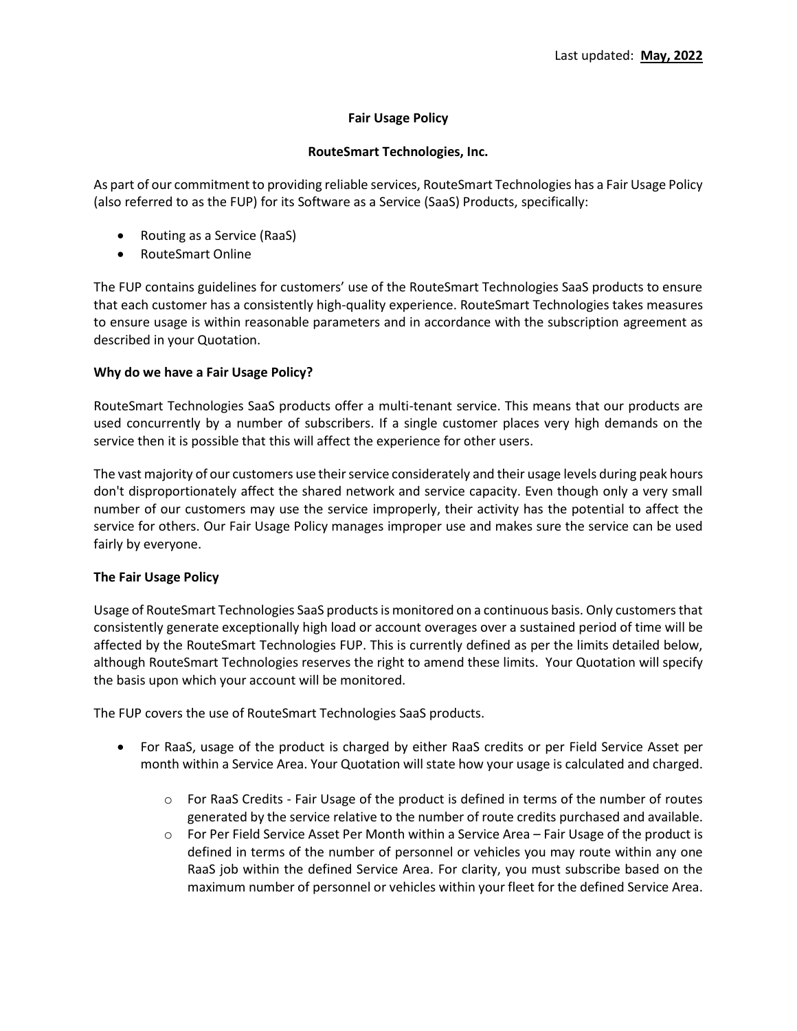Last updated: **May, 2022**

# Fair Usage Policy

## RouteSmart Technologies, Inc.

As part of our commitment to providing reliable services, RouteSmart Technologies has a Fair Usage Policy (also referred to as the FUP) for its Software as a Service (SaaS) Products, specifically:

- Routing as a Service (RaaS)
- RouteSmart Online

The FUP contains guidelines for customers' use of the RouteSmart Technologies SaaS products to ensure that each customer has a consistently high-quality experience. RouteSmart Technologies takes measures to ensure usage is within reasonable parameters and in accordance with the subscription agreement as described in your Quotation.

### Why do we have a Fair Usage Policy?

RouteSmart Technologies SaaS products offer a multi-tenant service. This means that our products are used concurrently by a number of subscribers. If a single customer places very high demands on the service then it is possible that this will affect the experience for other users.

The vast majority of our customers use their service considerately and their usage levels during peak hours don't disproportionately affect the shared network and service capacity. Even though only a very small number of our customers may use the service improperly, their activity has the potential to affect the service for others. Our Fair Usage Policy manages improper use and makes sure the service can be used fairly by everyone.

### The Fair Usage Policy

Usage of RouteSmart Technologies SaaS products is monitored on a continuous basis. Only customers that consistently generate exceptionally high load or account overages over a sustained period of time will be affected by the RouteSmart Technologies FUP. This is currently defined as per the limits detailed below, although RouteSmart Technologies reserves the right to amend these limits. Your Quotation will specify the basis upon which your account will be monitored.

The FUP covers the use of RouteSmart Technologies SaaS products.

- For RaaS, usage of the product is charged by either RaaS credits or per Field Service Asset per month within a Service Area. Your Quotation will state how your usage is calculated and charged.
  - For RaaS Credits - Fair Usage of the product is defined in terms of the number of routes generated by the service relative to the number of route credits purchased and available.
  - For Per Field Service Asset Per Month within a Service Area – Fair Usage of the product is defined in terms of the number of personnel or vehicles you may route within any one RaaS job within the defined Service Area. For clarity, you must subscribe based on the maximum number of personnel or vehicles within your fleet for the defined Service Area.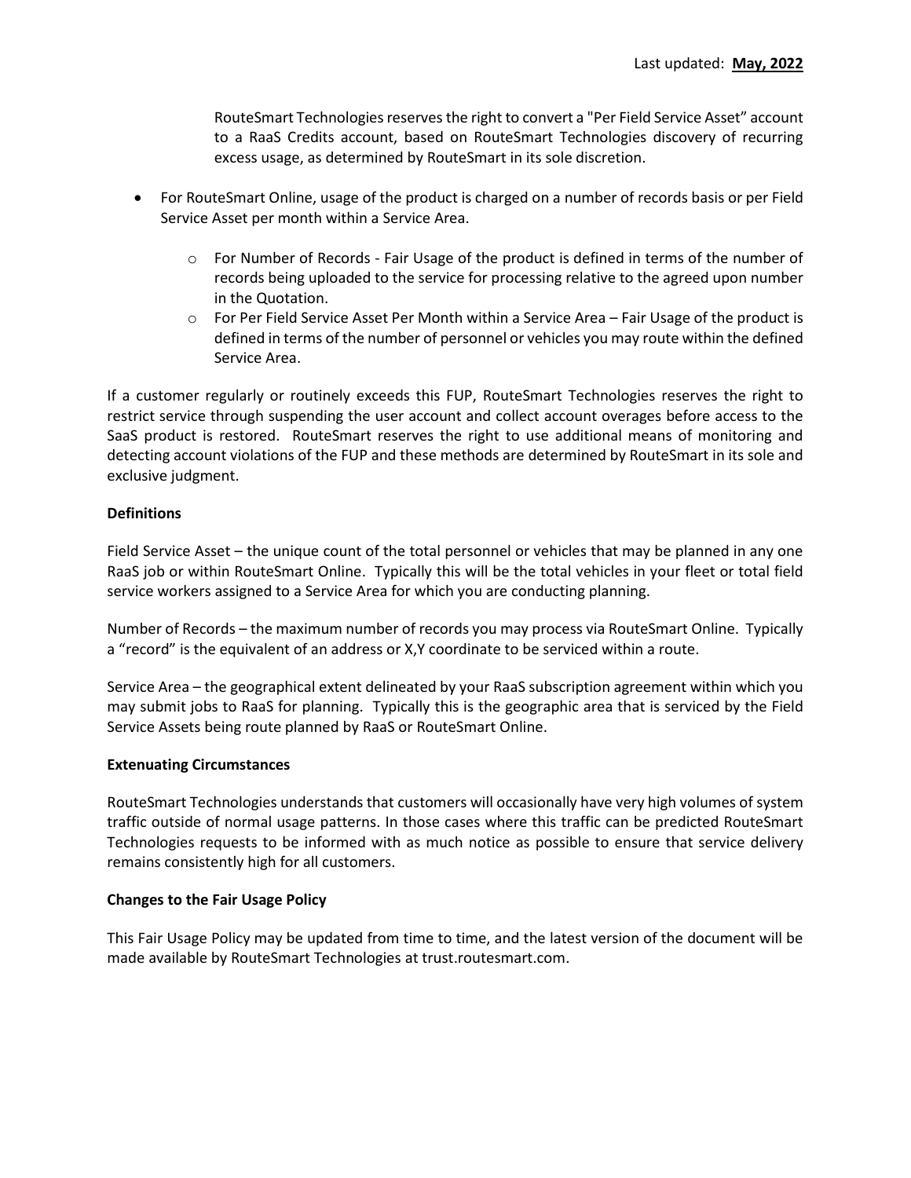RouteSmart Technologies reserves the right to convert a "Per Field Service Asset" account to a RaaS Credits account, based on RouteSmart Technologies discovery of recurring excess usage, as determined by RouteSmart in its sole discretion.

- For RouteSmart Online, usage of the product is charged on a number of records basis or per Field Service Asset per month within a Service Area.
    - For Number of Records - Fair Usage of the product is defined in terms of the number of records being uploaded to the service for processing relative to the agreed upon number in the Quotation.
    - For Per Field Service Asset Per Month within a Service Area – Fair Usage of the product is defined in terms of the number of personnel or vehicles you may route within the defined Service Area.

If a customer regularly or routinely exceeds this FUP, RouteSmart Technologies reserves the right to restrict service through suspending the user account and collect account overages before access to the SaaS product is restored. RouteSmart reserves the right to use additional means of monitoring and detecting account violations of the FUP and these methods are determined by RouteSmart in its sole and exclusive judgment.

**Definitions**

Field Service Asset – the unique count of the total personnel or vehicles that may be planned in any one RaaS job or within RouteSmart Online. Typically this will be the total vehicles in your fleet or total field service workers assigned to a Service Area for which you are conducting planning.

Number of Records – the maximum number of records you may process via RouteSmart Online. Typically a "record" is the equivalent of an address or X,Y coordinate to be serviced within a route.

Service Area – the geographical extent delineated by your RaaS subscription agreement within which you may submit jobs to RaaS for planning. Typically this is the geographic area that is serviced by the Field Service Assets being route planned by RaaS or RouteSmart Online.

**Extenuating Circumstances**

RouteSmart Technologies understands that customers will occasionally have very high volumes of system traffic outside of normal usage patterns. In those cases where this traffic can be predicted RouteSmart Technologies requests to be informed with as much notice as possible to ensure that service delivery remains consistently high for all customers.

**Changes to the Fair Usage Policy**

This Fair Usage Policy may be updated from time to time, and the latest version of the document will be made available by RouteSmart Technologies at trust.routesmart.com.